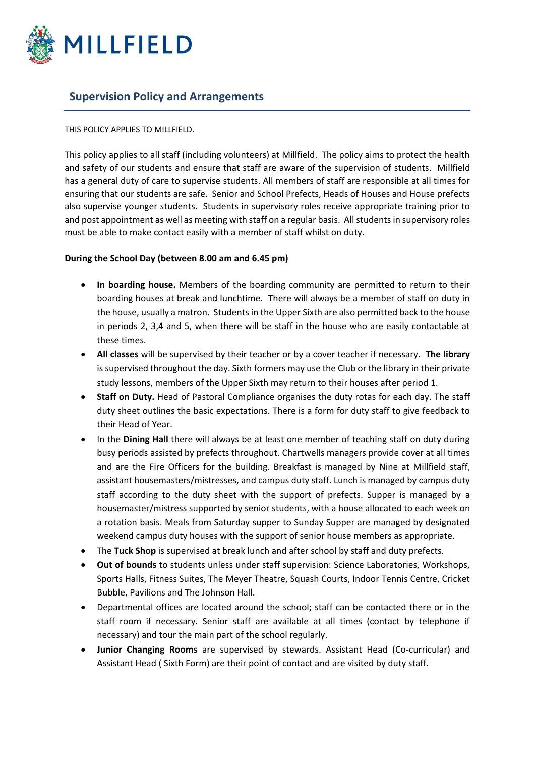# MILLFIELD

## Supervision Policy and Arrangements

THIS POLICY APPLIES TO MILLFIELD.

This policy applies to all staff (including volunteers) at Millfield. The policy aims to protect the health and safety of our students and ensure that staff are aware of the supervision of students. Millfield has a general duty of care to supervise students. All members of staff are responsible at all times for ensuring that our students are safe. Senior and School Prefects, Heads of Houses and House prefects also supervise younger students. Students in supervisory roles receive appropriate training prior to and post appointment as well as meeting with staff on a regular basis. All students in supervisory roles must be able to make contact easily with a member of staff whilst on duty.

**During the School Day (between 8.00 am and 6.45 pm)**

- **In boarding house.** Members of the boarding community are permitted to return to their boarding houses at break and lunchtime. There will always be a member of staff on duty in the house, usually a matron. Students in the Upper Sixth are also permitted back to the house in periods 2, 3,4 and 5, when there will be staff in the house who are easily contactable at these times.
- **All classes** will be supervised by their teacher or by a cover teacher if necessary. **The library** is supervised throughout the day. Sixth formers may use the Club or the library in their private study lessons, members of the Upper Sixth may return to their houses after period 1.
- **Staff on Duty.** Head of Pastoral Compliance organises the duty rotas for each day. The staff duty sheet outlines the basic expectations. There is a form for duty staff to give feedback to their Head of Year.
- In the **Dining Hall** there will always be at least one member of teaching staff on duty during busy periods assisted by prefects throughout. Chartwells managers provide cover at all times and are the Fire Officers for the building. Breakfast is managed by Nine at Millfield staff, assistant housemasters/mistresses, and campus duty staff. Lunch is managed by campus duty staff according to the duty sheet with the support of prefects. Supper is managed by a housemaster/mistress supported by senior students, with a house allocated to each week on a rotation basis. Meals from Saturday supper to Sunday Supper are managed by designated weekend campus duty houses with the support of senior house members as appropriate.
- The **Tuck Shop** is supervised at break lunch and after school by staff and duty prefects.
- **Out of bounds** to students unless under staff supervision: Science Laboratories, Workshops, Sports Halls, Fitness Suites, The Meyer Theatre, Squash Courts, Indoor Tennis Centre, Cricket Bubble, Pavilions and The Johnson Hall.
- Departmental offices are located around the school; staff can be contacted there or in the staff room if necessary. Senior staff are available at all times (contact by telephone if necessary) and tour the main part of the school regularly.
- **Junior Changing Rooms** are supervised by stewards. Assistant Head (Co-curricular) and Assistant Head ( Sixth Form) are their point of contact and are visited by duty staff.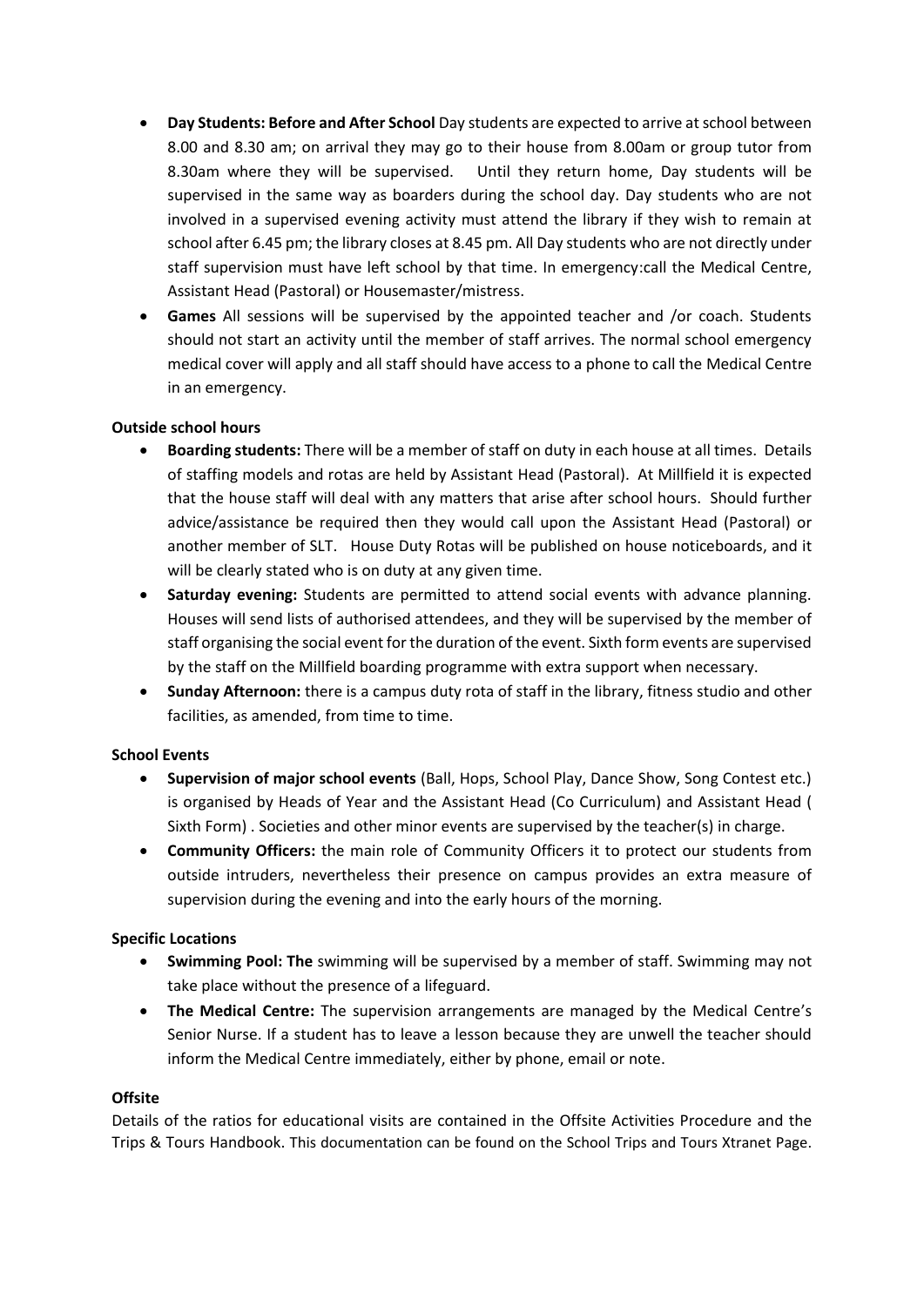- **Day Students: Before and After School** Day students are expected to arrive at school between 8.00 and 8.30 am; on arrival they may go to their house from 8.00am or group tutor from 8.30am where they will be supervised. Until they return home, Day students will be supervised in the same way as boarders during the school day. Day students who are not involved in a supervised evening activity must attend the library if they wish to remain at school after 6.45 pm; the library closes at 8.45 pm. All Day students who are not directly under staff supervision must have left school by that time. In emergency:call the Medical Centre, Assistant Head (Pastoral) or Housemaster/mistress.
- **Games** All sessions will be supervised by the appointed teacher and /or coach. Students should not start an activity until the member of staff arrives. The normal school emergency medical cover will apply and all staff should have access to a phone to call the Medical Centre in an emergency.

**Outside school hours**

- **Boarding students:** There will be a member of staff on duty in each house at all times. Details of staffing models and rotas are held by Assistant Head (Pastoral). At Millfield it is expected that the house staff will deal with any matters that arise after school hours. Should further advice/assistance be required then they would call upon the Assistant Head (Pastoral) or another member of SLT. House Duty Rotas will be published on house noticeboards, and it will be clearly stated who is on duty at any given time.
- **Saturday evening:** Students are permitted to attend social events with advance planning. Houses will send lists of authorised attendees, and they will be supervised by the member of staff organising the social event for the duration of the event. Sixth form events are supervised by the staff on the Millfield boarding programme with extra support when necessary.
- **Sunday Afternoon:** there is a campus duty rota of staff in the library, fitness studio and other facilities, as amended, from time to time.

**School Events**

- **Supervision of major school events** (Ball, Hops, School Play, Dance Show, Song Contest etc.) is organised by Heads of Year and the Assistant Head (Co Curriculum) and Assistant Head ( Sixth Form) . Societies and other minor events are supervised by the teacher(s) in charge.
- **Community Officers:** the main role of Community Officers it to protect our students from outside intruders, nevertheless their presence on campus provides an extra measure of supervision during the evening and into the early hours of the morning.

**Specific Locations**

- **Swimming Pool: The** swimming will be supervised by a member of staff. Swimming may not take place without the presence of a lifeguard.
- **The Medical Centre:** The supervision arrangements are managed by the Medical Centre's Senior Nurse. If a student has to leave a lesson because they are unwell the teacher should inform the Medical Centre immediately, either by phone, email or note.

**Offsite**

Details of the ratios for educational visits are contained in the Offsite Activities Procedure and the Trips & Tours Handbook. This documentation can be found on the School Trips and Tours Xtranet Page.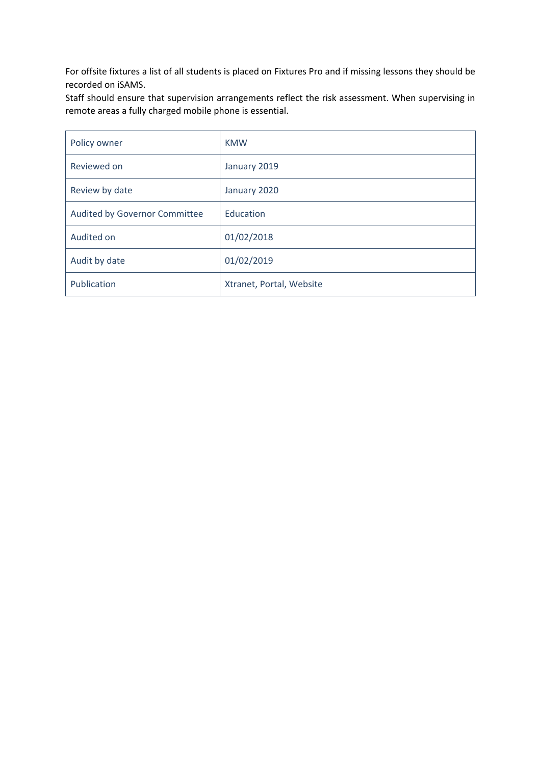For offsite fixtures a list of all students is placed on Fixtures Pro and if missing lessons they should be recorded on iSAMS.

Staff should ensure that supervision arrangements reflect the risk assessment. When supervising in remote areas a fully charged mobile phone is essential.

| | |
|---|---|
| Policy owner | KMW |
| Reviewed on | January 2019 |
| Review by date | January 2020 |
| Audited by Governor Committee | Education |
| Audited on | 01/02/2018 |
| Audit by date | 01/02/2019 |
| Publication | Xtranet, Portal, Website |